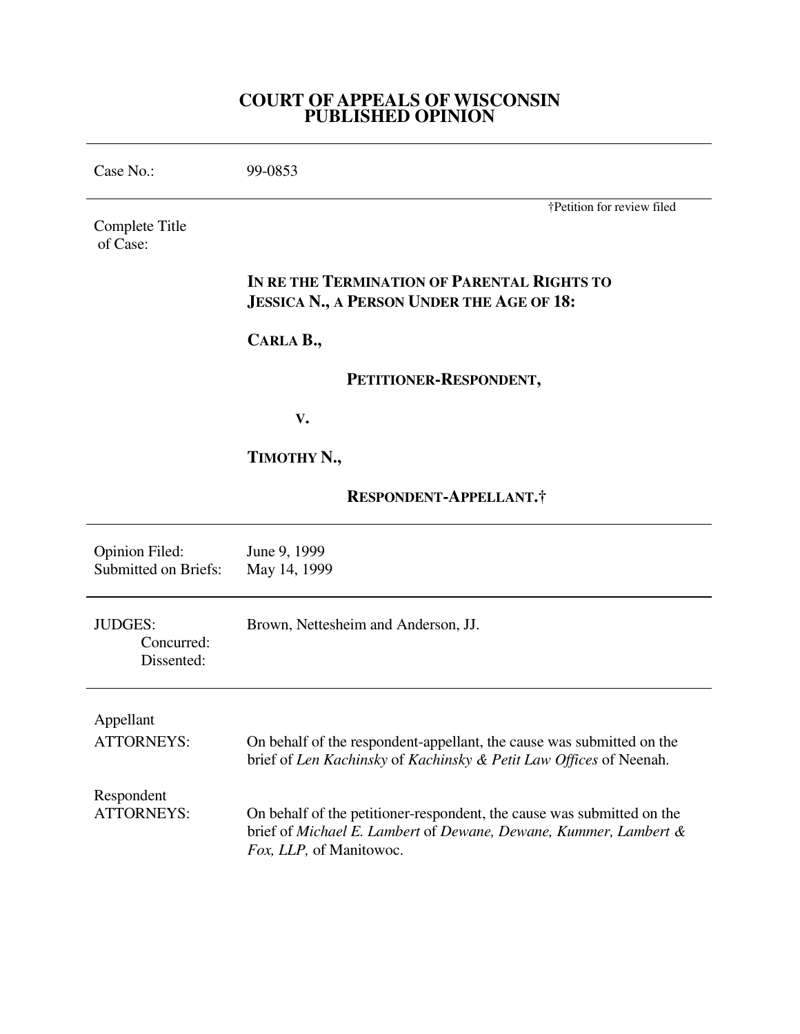# COURT OF APPEALS OF WISCONSIN
# PUBLISHED OPINION

| | |
|---|---|
| Case No.: | 99-0853 |

†Petition for review filed

Complete Title of Case:

**IN RE THE TERMINATION OF PARENTAL RIGHTS TO JESSICA N., A PERSON UNDER THE AGE OF 18:**

**CARLA B.,**

**PETITIONER-RESPONDENT,**

**V.**

**TIMOTHY N.,**

**RESPONDENT-APPELLANT.†**

| | |
|---|---|
| Opinion Filed: | June 9, 1999 |
| Submitted on Briefs: | May 14, 1999 |

| | |
|---|---|
| JUDGES: | Brown, Nettesheim and Anderson, JJ. |
| Concurred: | |
| Dissented: | |

| | |
|---|---|
| Appellant ATTORNEYS: | On behalf of the respondent-appellant, the cause was submitted on the brief of *Len Kachinsky* of *Kachinsky & Petit Law Offices* of Neenah. |
| Respondent ATTORNEYS: | On behalf of the petitioner-respondent, the cause was submitted on the brief of *Michael E. Lambert* of *Dewane, Dewane, Kummer, Lambert & Fox, LLP,* of Manitowoc. |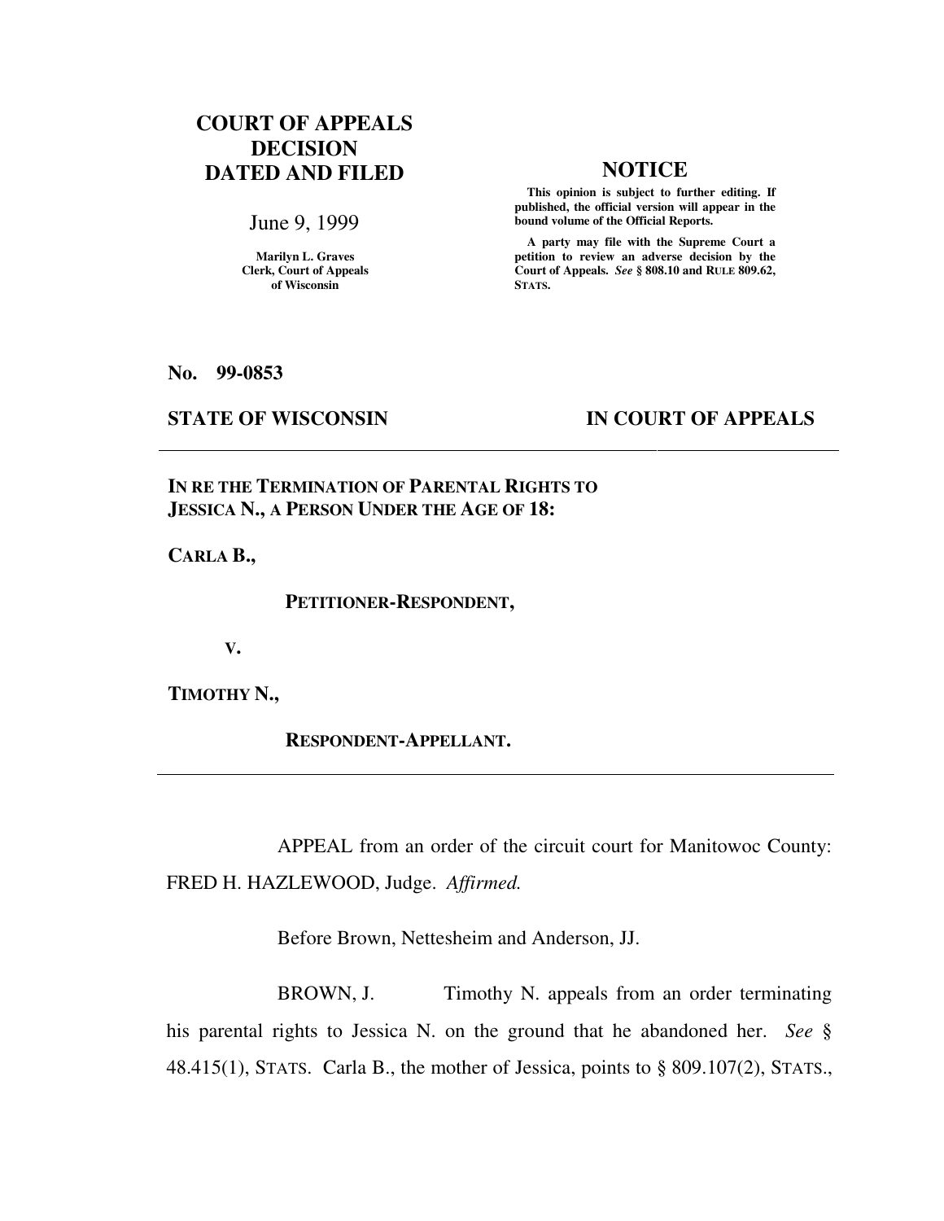**COURT OF APPEALS DECISION DATED AND FILED**

June 9, 1999

Marilyn L. Graves
Clerk, Court of Appeals
of Wisconsin

**NOTICE**

**This opinion is subject to further editing. If published, the official version will appear in the bound volume of the Official Reports.**

**A party may file with the Supreme Court a petition to review an adverse decision by the Court of Appeals.** ***See*** **§ 808.10 and RULE 809.62, STATS.**

**No. 99-0853**

**STATE OF WISCONSIN** **IN COURT OF APPEALS**

---

**IN RE THE TERMINATION OF PARENTAL RIGHTS TO JESSICA N., A PERSON UNDER THE AGE OF 18:**

**CARLA B.,**

**PETITIONER-RESPONDENT,**

**V.**

**TIMOTHY N.,**

**RESPONDENT-APPELLANT.**

---

APPEAL from an order of the circuit court for Manitowoc County: FRED H. HAZLEWOOD, Judge. *Affirmed.*

Before Brown, Nettesheim and Anderson, JJ.

BROWN, J. Timothy N. appeals from an order terminating his parental rights to Jessica N. on the ground that he abandoned her. *See* § 48.415(1), STATS. Carla B., the mother of Jessica, points to § 809.107(2), STATS.,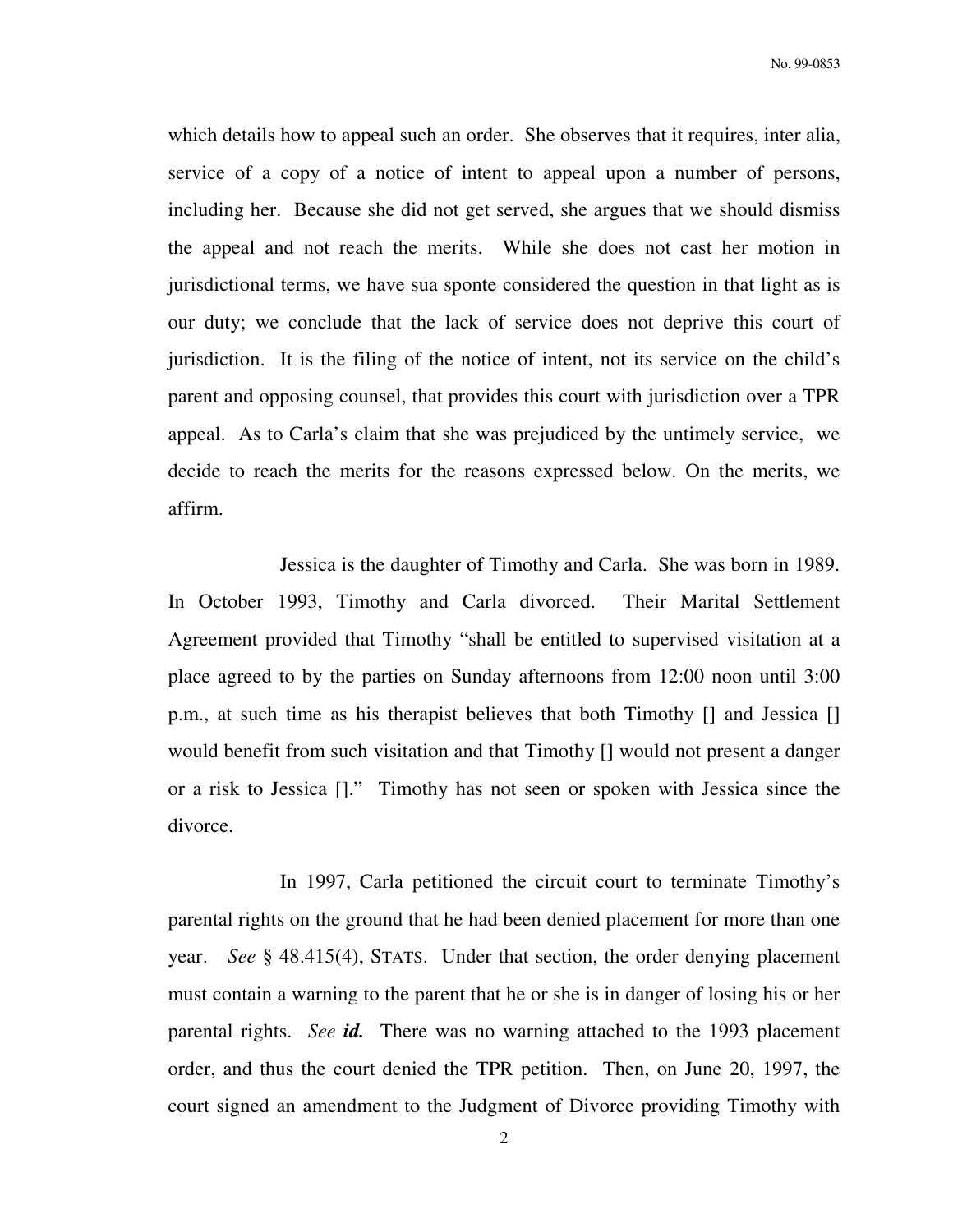which details how to appeal such an order. She observes that it requires, inter alia, service of a copy of a notice of intent to appeal upon a number of persons, including her. Because she did not get served, she argues that we should dismiss the appeal and not reach the merits. While she does not cast her motion in jurisdictional terms, we have sua sponte considered the question in that light as is our duty; we conclude that the lack of service does not deprive this court of jurisdiction. It is the filing of the notice of intent, not its service on the child's parent and opposing counsel, that provides this court with jurisdiction over a TPR appeal. As to Carla's claim that she was prejudiced by the untimely service, we decide to reach the merits for the reasons expressed below. On the merits, we affirm.

Jessica is the daughter of Timothy and Carla. She was born in 1989. In October 1993, Timothy and Carla divorced. Their Marital Settlement Agreement provided that Timothy "shall be entitled to supervised visitation at a place agreed to by the parties on Sunday afternoons from 12:00 noon until 3:00 p.m., at such time as his therapist believes that both Timothy [] and Jessica [] would benefit from such visitation and that Timothy [] would not present a danger or a risk to Jessica []." Timothy has not seen or spoken with Jessica since the divorce.

In 1997, Carla petitioned the circuit court to terminate Timothy's parental rights on the ground that he had been denied placement for more than one year. *See* § 48.415(4), STATS. Under that section, the order denying placement must contain a warning to the parent that he or she is in danger of losing his or her parental rights. *See* ***id.*** There was no warning attached to the 1993 placement order, and thus the court denied the TPR petition. Then, on June 20, 1997, the court signed an amendment to the Judgment of Divorce providing Timothy with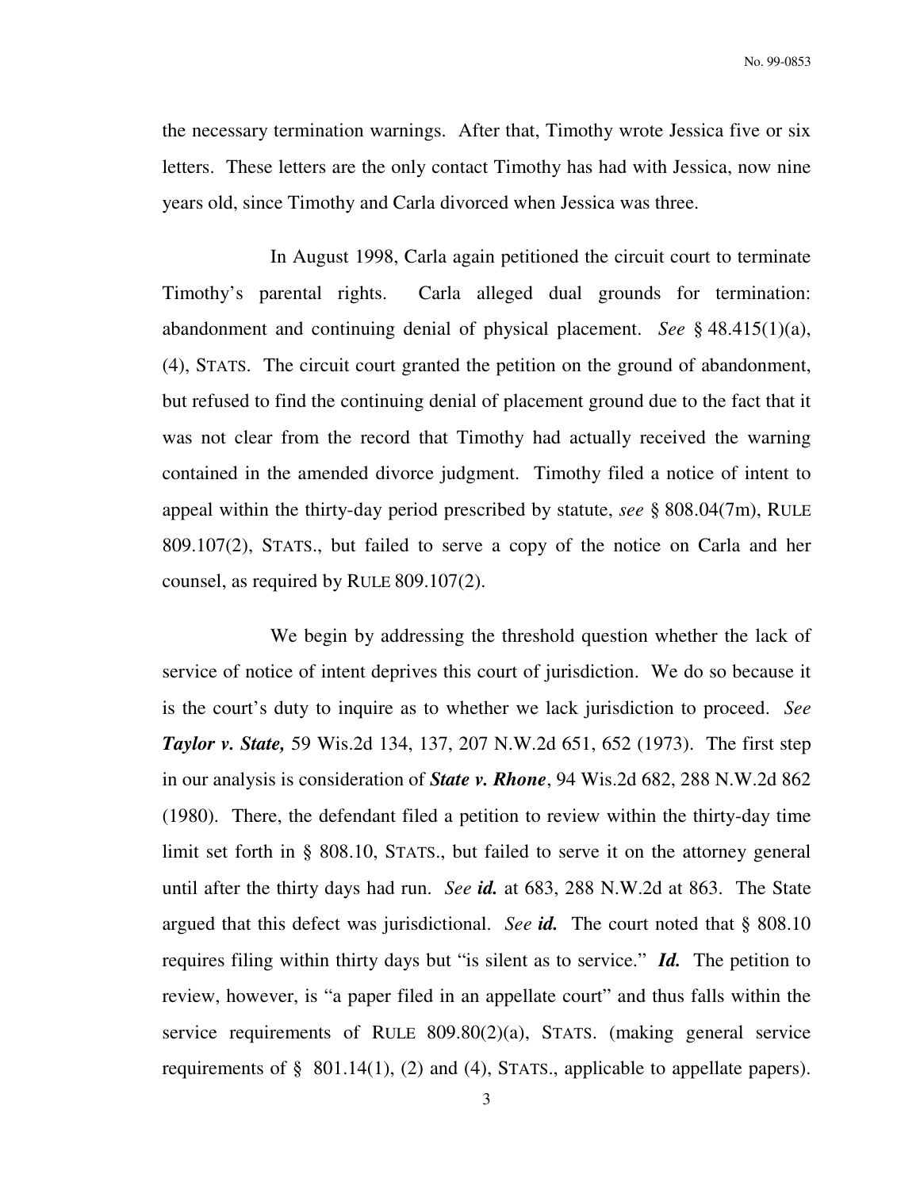the necessary termination warnings. After that, Timothy wrote Jessica five or six letters. These letters are the only contact Timothy has had with Jessica, now nine years old, since Timothy and Carla divorced when Jessica was three.

In August 1998, Carla again petitioned the circuit court to terminate Timothy's parental rights. Carla alleged dual grounds for termination: abandonment and continuing denial of physical placement. *See* § 48.415(1)(a), (4), STATS. The circuit court granted the petition on the ground of abandonment, but refused to find the continuing denial of placement ground due to the fact that it was not clear from the record that Timothy had actually received the warning contained in the amended divorce judgment. Timothy filed a notice of intent to appeal within the thirty-day period prescribed by statute, *see* § 808.04(7m), RULE 809.107(2), STATS., but failed to serve a copy of the notice on Carla and her counsel, as required by RULE 809.107(2).

We begin by addressing the threshold question whether the lack of service of notice of intent deprives this court of jurisdiction. We do so because it is the court's duty to inquire as to whether we lack jurisdiction to proceed. *See* ***Taylor v. State,*** 59 Wis.2d 134, 137, 207 N.W.2d 651, 652 (1973). The first step in our analysis is consideration of ***State v. Rhone***, 94 Wis.2d 682, 288 N.W.2d 862 (1980). There, the defendant filed a petition to review within the thirty-day time limit set forth in § 808.10, STATS., but failed to serve it on the attorney general until after the thirty days had run. *See* ***id.*** at 683, 288 N.W.2d at 863. The State argued that this defect was jurisdictional. *See* ***id.*** The court noted that § 808.10 requires filing within thirty days but "is silent as to service." ***Id.*** The petition to review, however, is "a paper filed in an appellate court" and thus falls within the service requirements of RULE 809.80(2)(a), STATS. (making general service requirements of § 801.14(1), (2) and (4), STATS., applicable to appellate papers).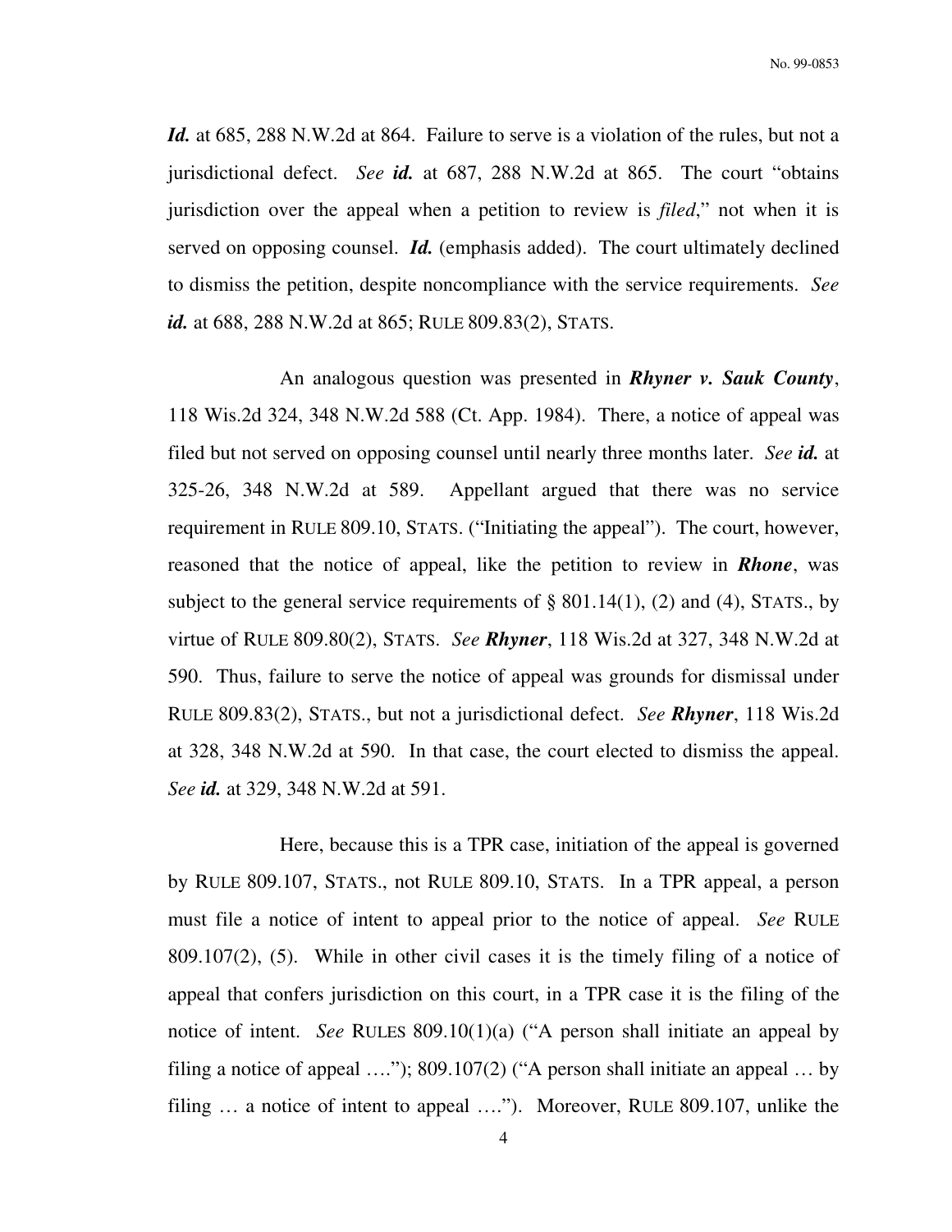***Id.*** at 685, 288 N.W.2d at 864. Failure to serve is a violation of the rules, but not a jurisdictional defect. *See* ***id.*** at 687, 288 N.W.2d at 865. The court "obtains jurisdiction over the appeal when a petition to review is *filed*," not when it is served on opposing counsel. ***Id.*** (emphasis added). The court ultimately declined to dismiss the petition, despite noncompliance with the service requirements. *See* ***id.*** at 688, 288 N.W.2d at 865; RULE 809.83(2), STATS.

An analogous question was presented in ***Rhyner v. Sauk County***, 118 Wis.2d 324, 348 N.W.2d 588 (Ct. App. 1984). There, a notice of appeal was filed but not served on opposing counsel until nearly three months later. *See* ***id.*** at 325-26, 348 N.W.2d at 589. Appellant argued that there was no service requirement in RULE 809.10, STATS. ("Initiating the appeal"). The court, however, reasoned that the notice of appeal, like the petition to review in ***Rhone***, was subject to the general service requirements of § 801.14(1), (2) and (4), STATS., by virtue of RULE 809.80(2), STATS. *See* ***Rhyner***, 118 Wis.2d at 327, 348 N.W.2d at 590. Thus, failure to serve the notice of appeal was grounds for dismissal under RULE 809.83(2), STATS., but not a jurisdictional defect. *See* ***Rhyner***, 118 Wis.2d at 328, 348 N.W.2d at 590. In that case, the court elected to dismiss the appeal. *See* ***id.*** at 329, 348 N.W.2d at 591.

Here, because this is a TPR case, initiation of the appeal is governed by RULE 809.107, STATS., not RULE 809.10, STATS. In a TPR appeal, a person must file a notice of intent to appeal prior to the notice of appeal. *See* RULE 809.107(2), (5). While in other civil cases it is the timely filing of a notice of appeal that confers jurisdiction on this court, in a TPR case it is the filing of the notice of intent. *See* RULES 809.10(1)(a) ("A person shall initiate an appeal by filing a notice of appeal …."); 809.107(2) ("A person shall initiate an appeal … by filing … a notice of intent to appeal …."). Moreover, RULE 809.107, unlike the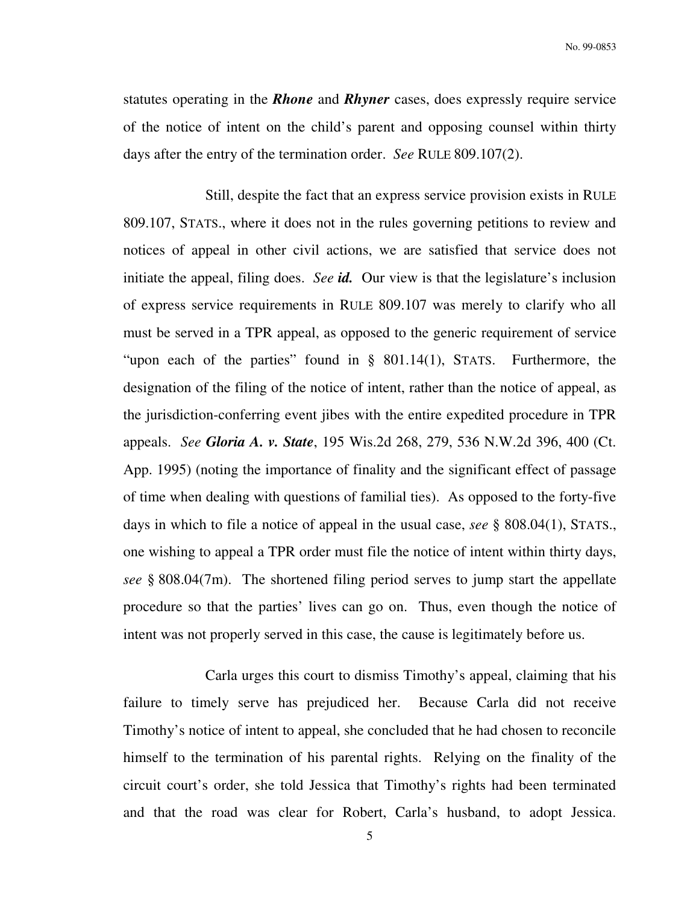statutes operating in the ***Rhone*** and ***Rhyner*** cases, does expressly require service of the notice of intent on the child's parent and opposing counsel within thirty days after the entry of the termination order. *See* RULE 809.107(2).

Still, despite the fact that an express service provision exists in RULE 809.107, STATS., where it does not in the rules governing petitions to review and notices of appeal in other civil actions, we are satisfied that service does not initiate the appeal, filing does. *See* ***id.*** Our view is that the legislature's inclusion of express service requirements in RULE 809.107 was merely to clarify who all must be served in a TPR appeal, as opposed to the generic requirement of service "upon each of the parties" found in § 801.14(1), STATS. Furthermore, the designation of the filing of the notice of intent, rather than the notice of appeal, as the jurisdiction-conferring event jibes with the entire expedited procedure in TPR appeals. *See* ***Gloria A. v. State***, 195 Wis.2d 268, 279, 536 N.W.2d 396, 400 (Ct. App. 1995) (noting the importance of finality and the significant effect of passage of time when dealing with questions of familial ties). As opposed to the forty-five days in which to file a notice of appeal in the usual case, *see* § 808.04(1), STATS., one wishing to appeal a TPR order must file the notice of intent within thirty days, *see* § 808.04(7m). The shortened filing period serves to jump start the appellate procedure so that the parties' lives can go on. Thus, even though the notice of intent was not properly served in this case, the cause is legitimately before us.

Carla urges this court to dismiss Timothy's appeal, claiming that his failure to timely serve has prejudiced her. Because Carla did not receive Timothy's notice of intent to appeal, she concluded that he had chosen to reconcile himself to the termination of his parental rights. Relying on the finality of the circuit court's order, she told Jessica that Timothy's rights had been terminated and that the road was clear for Robert, Carla's husband, to adopt Jessica.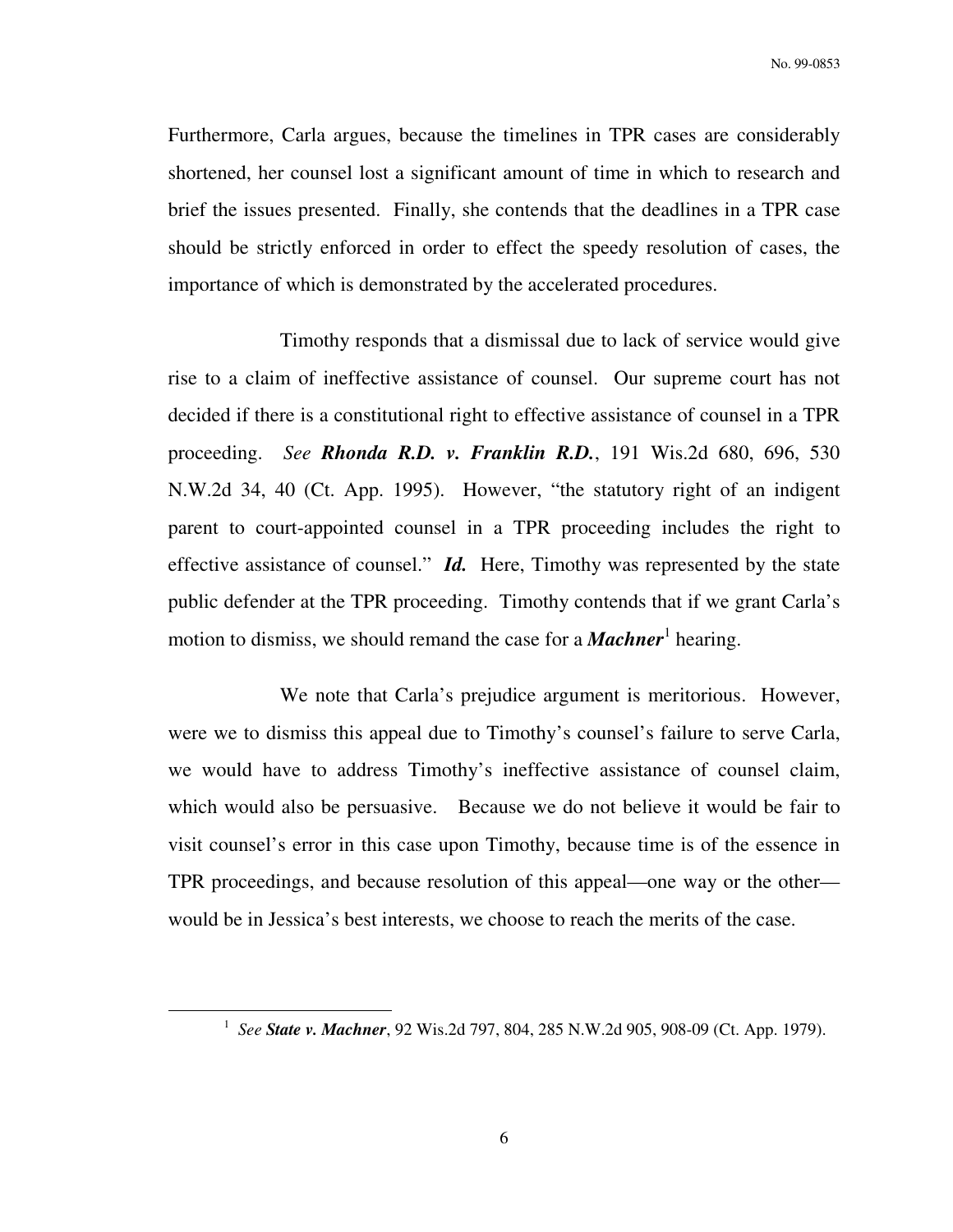Furthermore, Carla argues, because the timelines in TPR cases are considerably shortened, her counsel lost a significant amount of time in which to research and brief the issues presented. Finally, she contends that the deadlines in a TPR case should be strictly enforced in order to effect the speedy resolution of cases, the importance of which is demonstrated by the accelerated procedures.

Timothy responds that a dismissal due to lack of service would give rise to a claim of ineffective assistance of counsel. Our supreme court has not decided if there is a constitutional right to effective assistance of counsel in a TPR proceeding. *See* ***Rhonda R.D. v. Franklin R.D.***, 191 Wis.2d 680, 696, 530 N.W.2d 34, 40 (Ct. App. 1995). However, "the statutory right of an indigent parent to court-appointed counsel in a TPR proceeding includes the right to effective assistance of counsel." ***Id.*** Here, Timothy was represented by the state public defender at the TPR proceeding. Timothy contends that if we grant Carla's motion to dismiss, we should remand the case for a ***Machner***[1] hearing.

We note that Carla's prejudice argument is meritorious. However, were we to dismiss this appeal due to Timothy's counsel's failure to serve Carla, we would have to address Timothy's ineffective assistance of counsel claim, which would also be persuasive. Because we do not believe it would be fair to visit counsel's error in this case upon Timothy, because time is of the essence in TPR proceedings, and because resolution of this appeal—one way or the other—would be in Jessica's best interests, we choose to reach the merits of the case.

---

[1] *See* ***State v. Machner***, 92 Wis.2d 797, 804, 285 N.W.2d 905, 908-09 (Ct. App. 1979).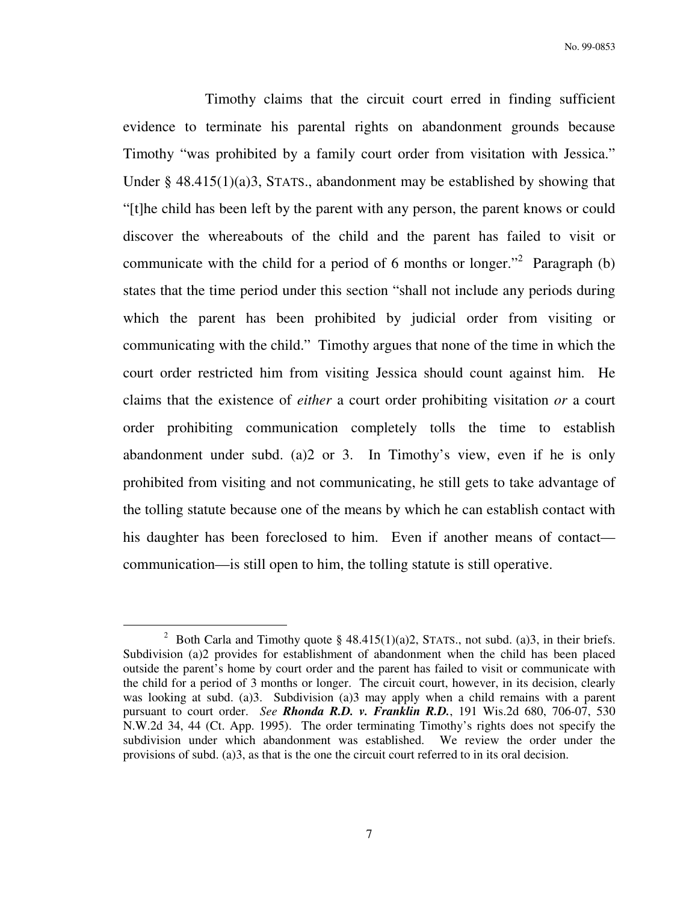Timothy claims that the circuit court erred in finding sufficient evidence to terminate his parental rights on abandonment grounds because Timothy "was prohibited by a family court order from visitation with Jessica." Under § 48.415(1)(a)3, STATS., abandonment may be established by showing that "[t]he child has been left by the parent with any person, the parent knows or could discover the whereabouts of the child and the parent has failed to visit or communicate with the child for a period of 6 months or longer."[2] Paragraph (b) states that the time period under this section "shall not include any periods during which the parent has been prohibited by judicial order from visiting or communicating with the child." Timothy argues that none of the time in which the court order restricted him from visiting Jessica should count against him. He claims that the existence of *either* a court order prohibiting visitation *or* a court order prohibiting communication completely tolls the time to establish abandonment under subd. (a)2 or 3. In Timothy's view, even if he is only prohibited from visiting and not communicating, he still gets to take advantage of the tolling statute because one of the means by which he can establish contact with his daughter has been foreclosed to him. Even if another means of contact—communication—is still open to him, the tolling statute is still operative.

---

[2] Both Carla and Timothy quote § 48.415(1)(a)2, STATS., not subd. (a)3, in their briefs. Subdivision (a)2 provides for establishment of abandonment when the child has been placed outside the parent's home by court order and the parent has failed to visit or communicate with the child for a period of 3 months or longer. The circuit court, however, in its decision, clearly was looking at subd. (a)3. Subdivision (a)3 may apply when a child remains with a parent pursuant to court order. *See* ***Rhonda R.D. v. Franklin R.D.***, 191 Wis.2d 680, 706-07, 530 N.W.2d 34, 44 (Ct. App. 1995). The order terminating Timothy's rights does not specify the subdivision under which abandonment was established. We review the order under the provisions of subd. (a)3, as that is the one the circuit court referred to in its oral decision.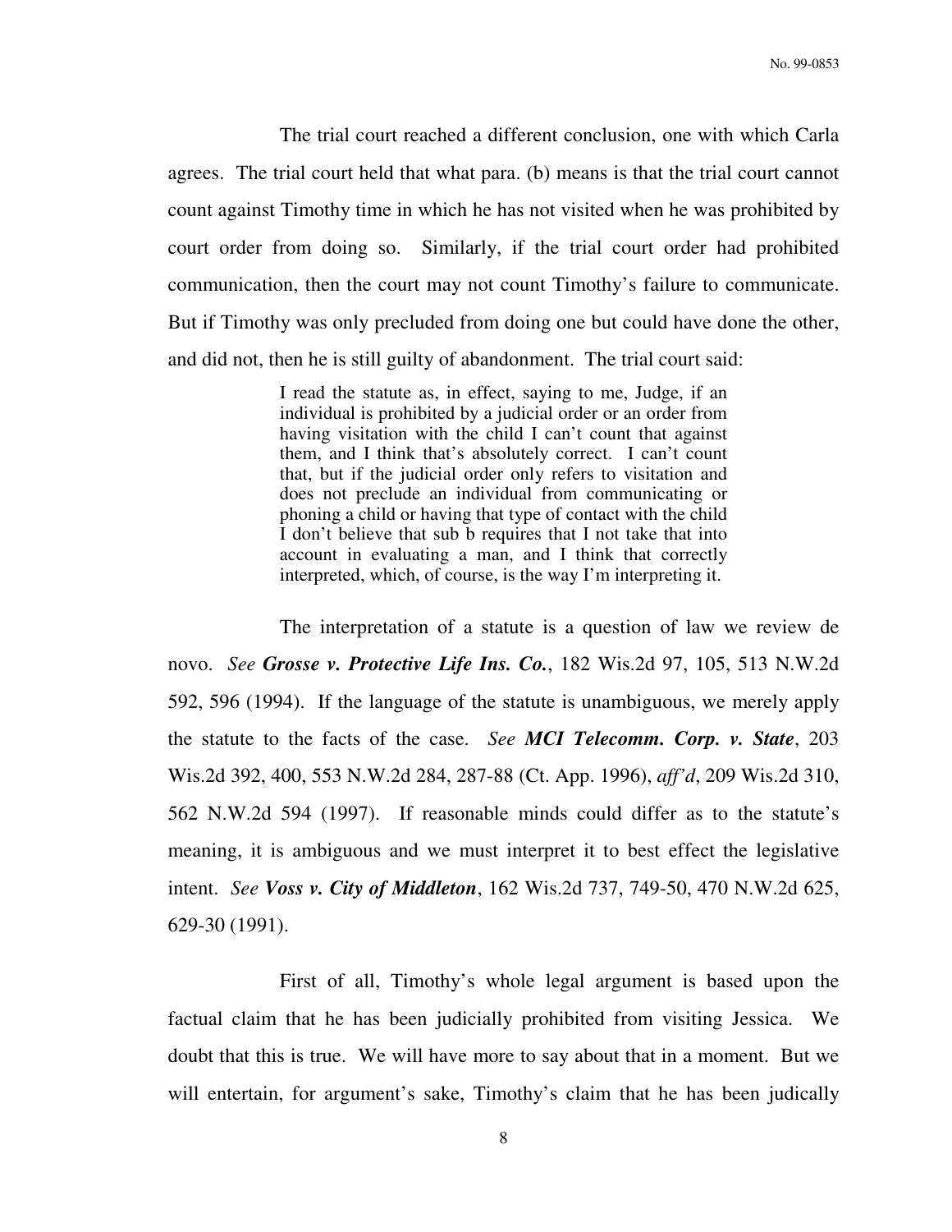The trial court reached a different conclusion, one with which Carla agrees. The trial court held that what para. (b) means is that the trial court cannot count against Timothy time in which he has not visited when he was prohibited by court order from doing so. Similarly, if the trial court order had prohibited communication, then the court may not count Timothy's failure to communicate. But if Timothy was only precluded from doing one but could have done the other, and did not, then he is still guilty of abandonment. The trial court said:

> I read the statute as, in effect, saying to me, Judge, if an individual is prohibited by a judicial order or an order from having visitation with the child I can't count that against them, and I think that's absolutely correct. I can't count that, but if the judicial order only refers to visitation and does not preclude an individual from communicating or phoning a child or having that type of contact with the child I don't believe that sub b requires that I not take that into account in evaluating a man, and I think that correctly interpreted, which, of course, is the way I'm interpreting it.

The interpretation of a statute is a question of law we review de novo. *See* ***Grosse v. Protective Life Ins. Co.***, 182 Wis.2d 97, 105, 513 N.W.2d 592, 596 (1994). If the language of the statute is unambiguous, we merely apply the statute to the facts of the case. *See* ***MCI Telecomm. Corp. v. State***, 203 Wis.2d 392, 400, 553 N.W.2d 284, 287-88 (Ct. App. 1996), *aff'd*, 209 Wis.2d 310, 562 N.W.2d 594 (1997). If reasonable minds could differ as to the statute's meaning, it is ambiguous and we must interpret it to best effect the legislative intent. *See* ***Voss v. City of Middleton***, 162 Wis.2d 737, 749-50, 470 N.W.2d 625, 629-30 (1991).

First of all, Timothy's whole legal argument is based upon the factual claim that he has been judicially prohibited from visiting Jessica. We doubt that this is true. We will have more to say about that in a moment. But we will entertain, for argument's sake, Timothy's claim that he has been judically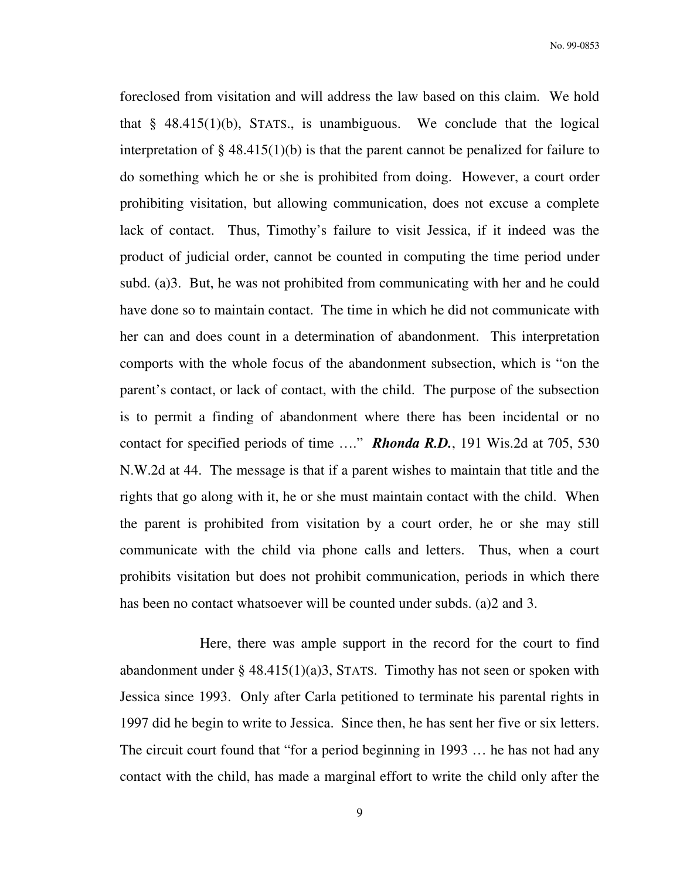foreclosed from visitation and will address the law based on this claim. We hold that § 48.415(1)(b), STATS., is unambiguous. We conclude that the logical interpretation of § 48.415(1)(b) is that the parent cannot be penalized for failure to do something which he or she is prohibited from doing. However, a court order prohibiting visitation, but allowing communication, does not excuse a complete lack of contact. Thus, Timothy's failure to visit Jessica, if it indeed was the product of judicial order, cannot be counted in computing the time period under subd. (a)3. But, he was not prohibited from communicating with her and he could have done so to maintain contact. The time in which he did not communicate with her can and does count in a determination of abandonment. This interpretation comports with the whole focus of the abandonment subsection, which is "on the parent's contact, or lack of contact, with the child. The purpose of the subsection is to permit a finding of abandonment where there has been incidental or no contact for specified periods of time …." ***Rhonda R.D.***, 191 Wis.2d at 705, 530 N.W.2d at 44. The message is that if a parent wishes to maintain that title and the rights that go along with it, he or she must maintain contact with the child. When the parent is prohibited from visitation by a court order, he or she may still communicate with the child via phone calls and letters. Thus, when a court prohibits visitation but does not prohibit communication, periods in which there has been no contact whatsoever will be counted under subds. (a)2 and 3.

Here, there was ample support in the record for the court to find abandonment under § 48.415(1)(a)3, STATS. Timothy has not seen or spoken with Jessica since 1993. Only after Carla petitioned to terminate his parental rights in 1997 did he begin to write to Jessica. Since then, he has sent her five or six letters. The circuit court found that "for a period beginning in 1993 … he has not had any contact with the child, has made a marginal effort to write the child only after the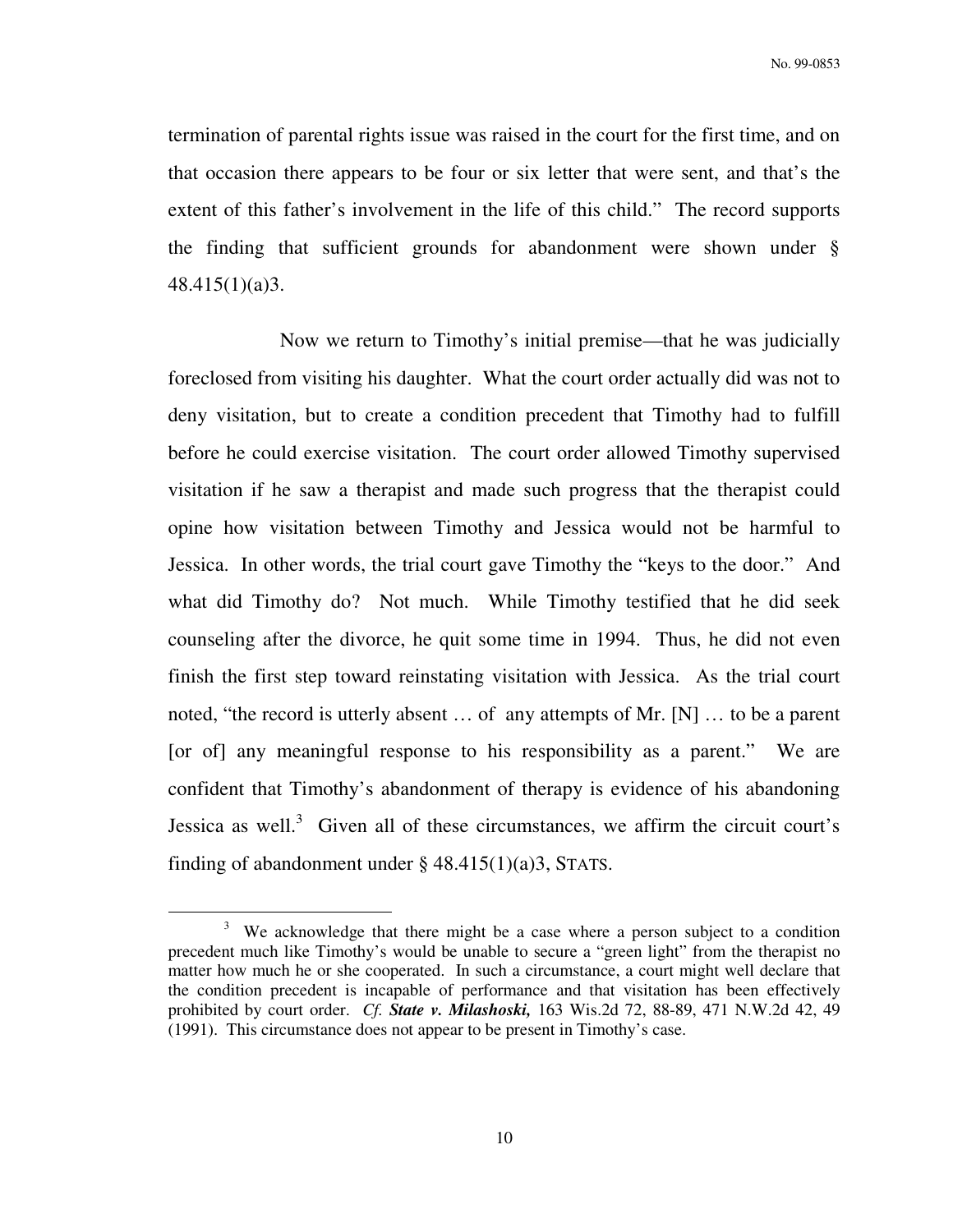termination of parental rights issue was raised in the court for the first time, and on that occasion there appears to be four or six letter that were sent, and that's the extent of this father's involvement in the life of this child." The record supports the finding that sufficient grounds for abandonment were shown under § 48.415(1)(a)3.

Now we return to Timothy's initial premise—that he was judicially foreclosed from visiting his daughter. What the court order actually did was not to deny visitation, but to create a condition precedent that Timothy had to fulfill before he could exercise visitation. The court order allowed Timothy supervised visitation if he saw a therapist and made such progress that the therapist could opine how visitation between Timothy and Jessica would not be harmful to Jessica. In other words, the trial court gave Timothy the "keys to the door." And what did Timothy do? Not much. While Timothy testified that he did seek counseling after the divorce, he quit some time in 1994. Thus, he did not even finish the first step toward reinstating visitation with Jessica. As the trial court noted, "the record is utterly absent … of any attempts of Mr. [N] … to be a parent [or of] any meaningful response to his responsibility as a parent." We are confident that Timothy's abandonment of therapy is evidence of his abandoning Jessica as well.[3] Given all of these circumstances, we affirm the circuit court's finding of abandonment under § 48.415(1)(a)3, STATS.

---

[3] We acknowledge that there might be a case where a person subject to a condition precedent much like Timothy's would be unable to secure a "green light" from the therapist no matter how much he or she cooperated. In such a circumstance, a court might well declare that the condition precedent is incapable of performance and that visitation has been effectively prohibited by court order. *Cf.* ***State v. Milashoski,*** 163 Wis.2d 72, 88-89, 471 N.W.2d 42, 49 (1991). This circumstance does not appear to be present in Timothy's case.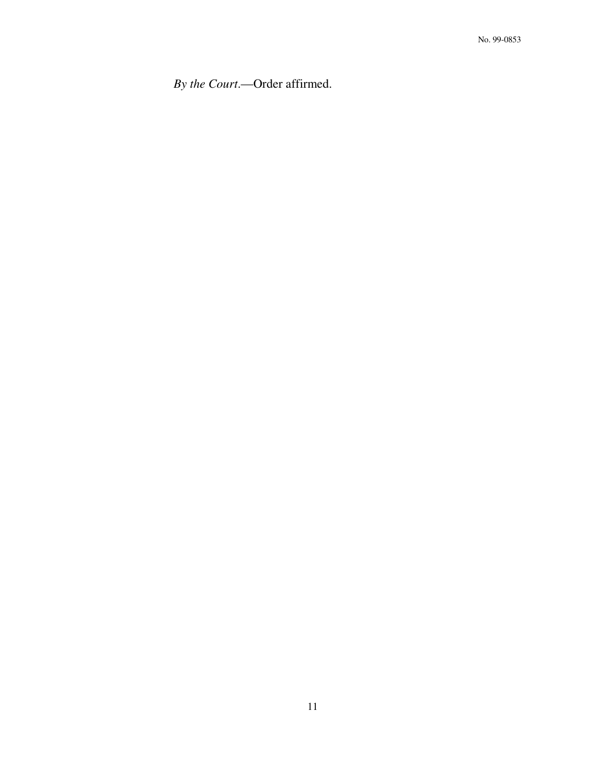*By the Court*.—Order affirmed.